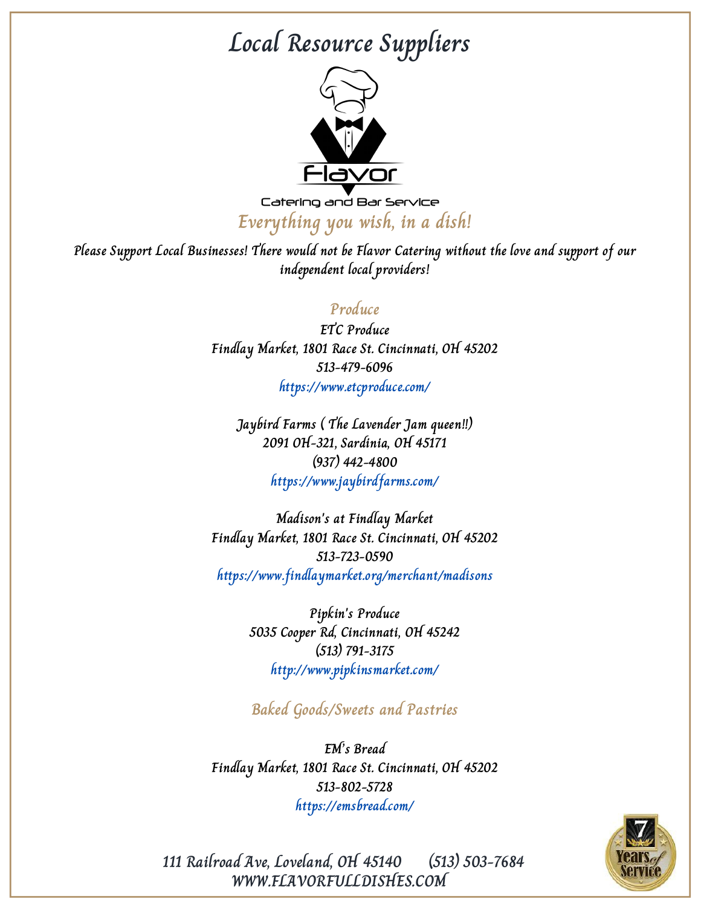# Local Resource Suppliers

Flavor

Catering and Bar Service

## *Everything you wish, in a dish!*

*Please Support Local Businesses! There would not be Flavor Catering without the love and support of our independent local providers!*

## Produce

ETC Produce
Findlay Market, 1801 Race St. Cincinnati, OH 45202
513-479-6096
https://www.etcproduce.com/

Jaybird Farms ( The Lavender Jam queen!!)
2091 OH-321, Sardinia, OH 45171
(937) 442-4800
https://www.jaybirdfarms.com/

Madison's at Findlay Market
Findlay Market, 1801 Race St. Cincinnati, OH 45202
513-723-0590
https://www.findlaymarket.org/merchant/madisons

Pipkin's Produce
5035 Cooper Rd, Cincinnati, OH 45242
(513) 791-3175
http://www.pipkinsmarket.com/

## Baked Goods/Sweets and Pastries

EM's Bread
Findlay Market, 1801 Race St. Cincinnati, OH 45202
513-802-5728
https://emsbread.com/

111 Railroad Ave, Loveland, OH 45140 (513) 503-7684
WWW.FLAVORFULLDISHES.COM

7 Years of Service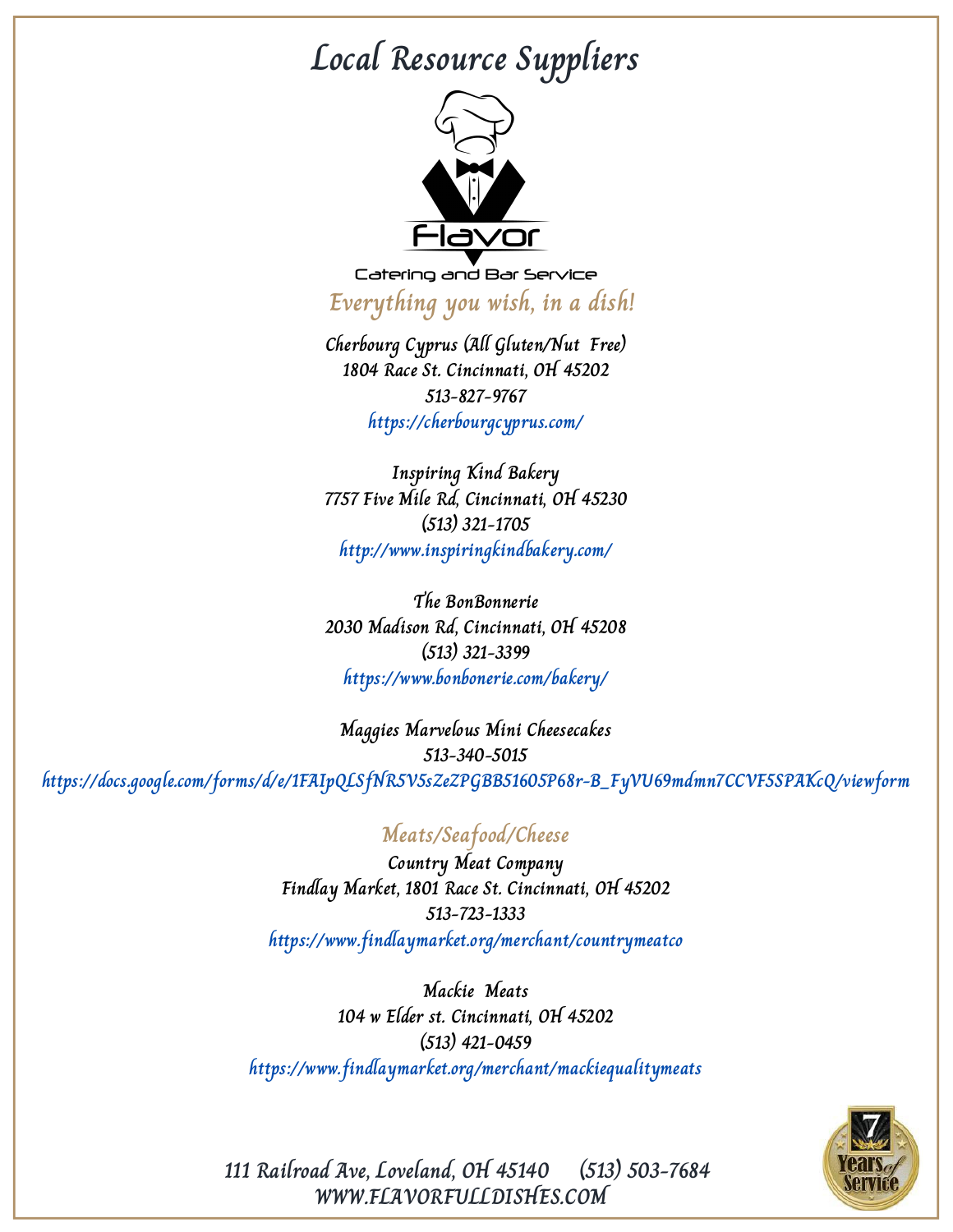# Local Resource Suppliers

Flavor

Catering and Bar Service

*Everything you wish, in a dish!*

Cherbourg Cyprus (All Gluten/Nut Free)
1804 Race St. Cincinnati, OH 45202
513-827-9767
https://cherbourgcyprus.com/

Inspiring Kind Bakery
7757 Five Mile Rd, Cincinnati, OH 45230
(513) 321-1705
http://www.inspiringkindbakery.com/

The BonBonnerie
2030 Madison Rd, Cincinnati, OH 45208
(513) 321-3399
https://www.bonbonerie.com/bakery/

Maggies Marvelous Mini Cheesecakes
513-340-5015
https://docs.google.com/forms/d/e/1FAIpQLSfNR5V5sZeZPGBB51605P68r-B_FyVU69mdmn7CCVF5SPAKcQ/viewform

## Meats/Seafood/Cheese

Country Meat Company
Findlay Market, 1801 Race St. Cincinnati, OH 45202
513-723-1333
https://www.findlaymarket.org/merchant/countrymeatco

Mackie Meats
104 w Elder st. Cincinnati, OH 45202
(513) 421-0459
https://www.findlaymarket.org/merchant/mackiequalitymeats

111 Railroad Ave, Loveland, OH 45140 (513) 503-7684
WWW.FLAVORFULLDISHES.COM

7 Years of Service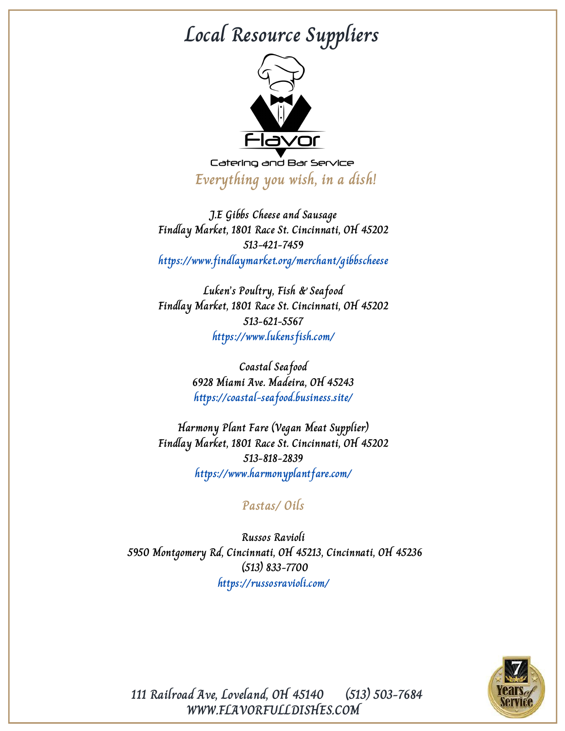# Local Resource Suppliers

Flavor

Catering and Bar Service

*Everything you wish, in a dish!*

J.E Gibbs Cheese and Sausage
Findlay Market, 1801 Race St. Cincinnati, OH 45202
513-421-7459
https://www.findlaymarket.org/merchant/gibbscheese

Luken's Poultry, Fish & Seafood
Findlay Market, 1801 Race St. Cincinnati, OH 45202
513-621-5567
https://www.lukensfish.com/

Coastal Seafood
6928 Miami Ave. Madeira, OH 45243
https://coastal-seafood.business.site/

Harmony Plant Fare (Vegan Meat Supplier)
Findlay Market, 1801 Race St. Cincinnati, OH 45202
513-818-2839
https://www.harmonyplantfare.com/

## Pastas/ Oils

Russos Ravioli
5950 Montgomery Rd, Cincinnati, OH 45213, Cincinnati, OH 45236
(513) 833-7700
https://russosravioli.com/

111 Railroad Ave, Loveland, OH 45140 (513) 503-7684
WWW.FLAVORFULLDISHES.COM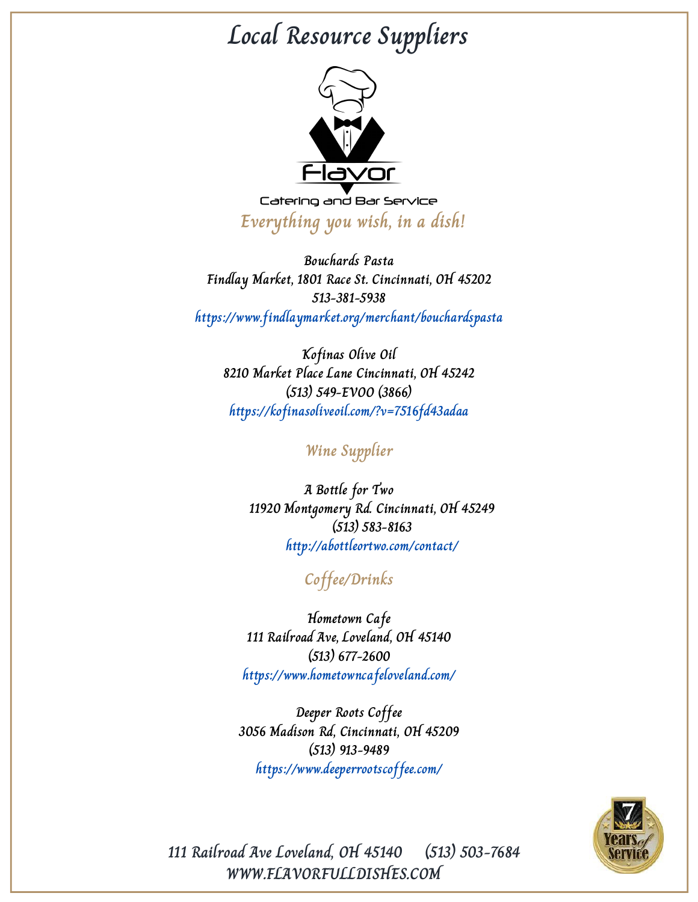# Local Resource Suppliers

Flavor

Catering and Bar Service

*Everything you wish, in a dish!*

Bouchards Pasta
Findlay Market, 1801 Race St. Cincinnati, OH 45202
513-381-5938
https://www.findlaymarket.org/merchant/bouchardspasta

Kofinas Olive Oil
8210 Market Place Lane Cincinnati, OH 45242
(513) 549-EVOO (3866)
https://kofinasoliveoil.com/?v=7516fd43adaa

## Wine Supplier

A Bottle for Two
11920 Montgomery Rd. Cincinnati, OH 45249
(513) 583-8163
http://abottleortwo.com/contact/

## Coffee/Drinks

Hometown Cafe
111 Railroad Ave, Loveland, OH 45140
(513) 677-2600
https://www.hometowncafeloveland.com/

Deeper Roots Coffee
3056 Madison Rd, Cincinnati, OH 45209
(513) 913-9489
https://www.deeperrootscoffee.com/

111 Railroad Ave Loveland, OH 45140 (513) 503-7684
WWW.FLAVORFULLDISHES.COM

7 Years of Service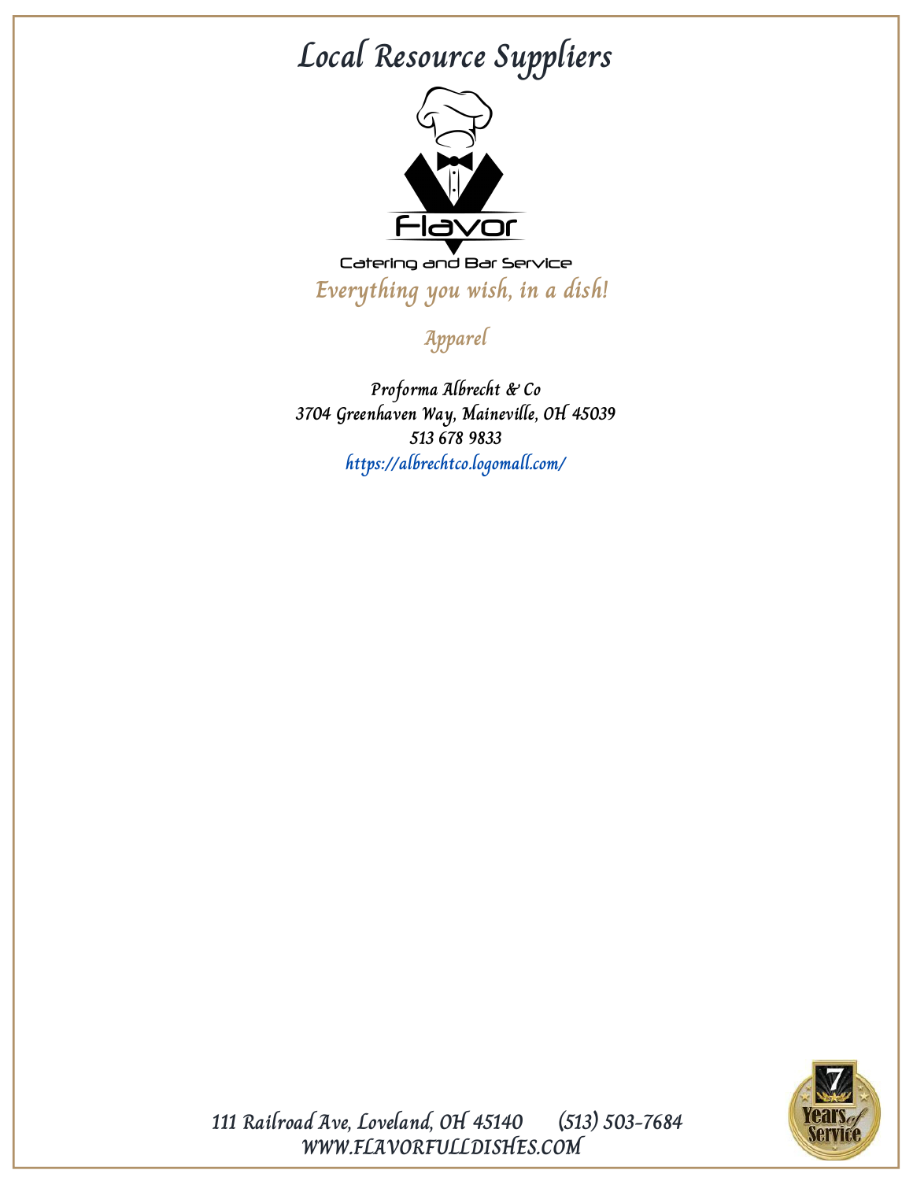# Local Resource Suppliers

Flavor

Catering and Bar Service

*Everything you wish, in a dish!*

## Apparel

*Proforma Albrecht & Co*
*3704 Greenhaven Way, Maineville, OH 45039*
*513 678 9833*
*https://albrechtco.logomall.com/*

*111 Railroad Ave, Loveland, OH 45140 (513) 503-7684*
*WWW.FLAVORFULLDISHES.COM*